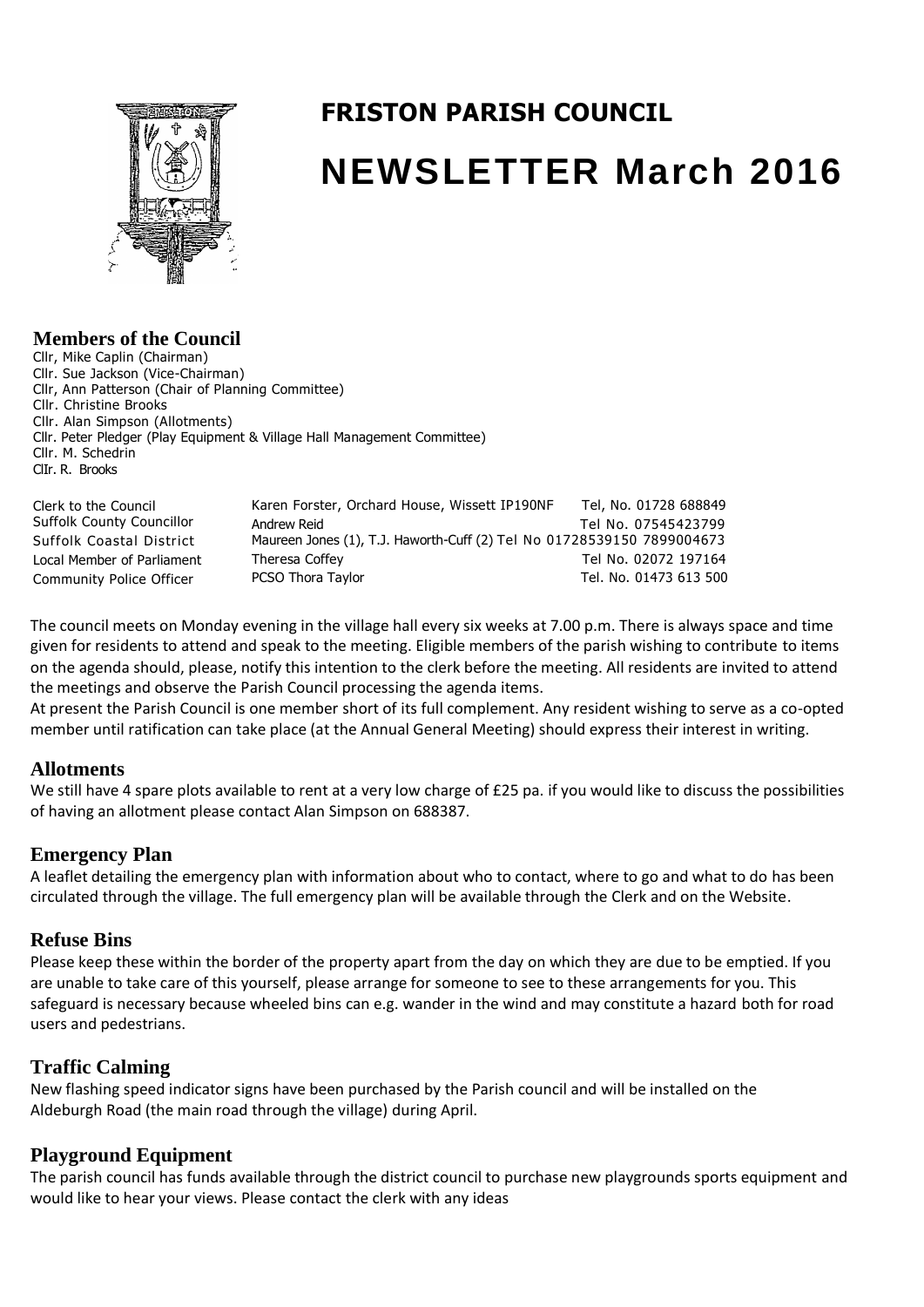# FRISTON PARISH COUNCIL

# NEWSLETTER March 2016

## Members of the Council

Cllr, Mike Caplin (Chairman)
Cllr. Sue Jackson (Vice-Chairman)
Cllr, Ann Patterson (Chair of Planning Committee)
Cllr. Christine Brooks
Cllr. Alan Simpson (Allotments)
Cllr. Peter Pledger (Play Equipment & Village Hall Management Committee)
Cllr. M. Schedrin
Cllr. R. Brooks

| | | |
|---|---|---|
| Clerk to the Council | Karen Forster, Orchard House, Wissett IP190NF | Tel, No. 01728 688849 |
| Suffolk County Councillor | Andrew Reid | Tel No. 07545423799 |
| Suffolk Coastal District | Maureen Jones (1), T.J. Haworth-Cuff (2) Tel No 01728539150 7899004673 | |
| Local Member of Parliament | Theresa Coffey | Tel No. 02072 197164 |
| Community Police Officer | PCSO Thora Taylor | Tel. No. 01473 613 500 |

The council meets on Monday evening in the village hall every six weeks at 7.00 p.m. There is always space and time given for residents to attend and speak to the meeting. Eligible members of the parish wishing to contribute to items on the agenda should, please, notify this intention to the clerk before the meeting. All residents are invited to attend the meetings and observe the Parish Council processing the agenda items.

At present the Parish Council is one member short of its full complement. Any resident wishing to serve as a co-opted member until ratification can take place (at the Annual General Meeting) should express their interest in writing.

## Allotments

We still have 4 spare plots available to rent at a very low charge of £25 pa. if you would like to discuss the possibilities of having an allotment please contact Alan Simpson on 688387.

## Emergency Plan

A leaflet detailing the emergency plan with information about who to contact, where to go and what to do has been circulated through the village. The full emergency plan will be available through the Clerk and on the Website.

## Refuse Bins

Please keep these within the border of the property apart from the day on which they are due to be emptied. If you are unable to take care of this yourself, please arrange for someone to see to these arrangements for you. This safeguard is necessary because wheeled bins can e.g. wander in the wind and may constitute a hazard both for road users and pedestrians.

## Traffic Calming

New flashing speed indicator signs have been purchased by the Parish council and will be installed on the Aldeburgh Road (the main road through the village) during April.

## Playground Equipment

The parish council has funds available through the district council to purchase new playgrounds sports equipment and would like to hear your views. Please contact the clerk with any ideas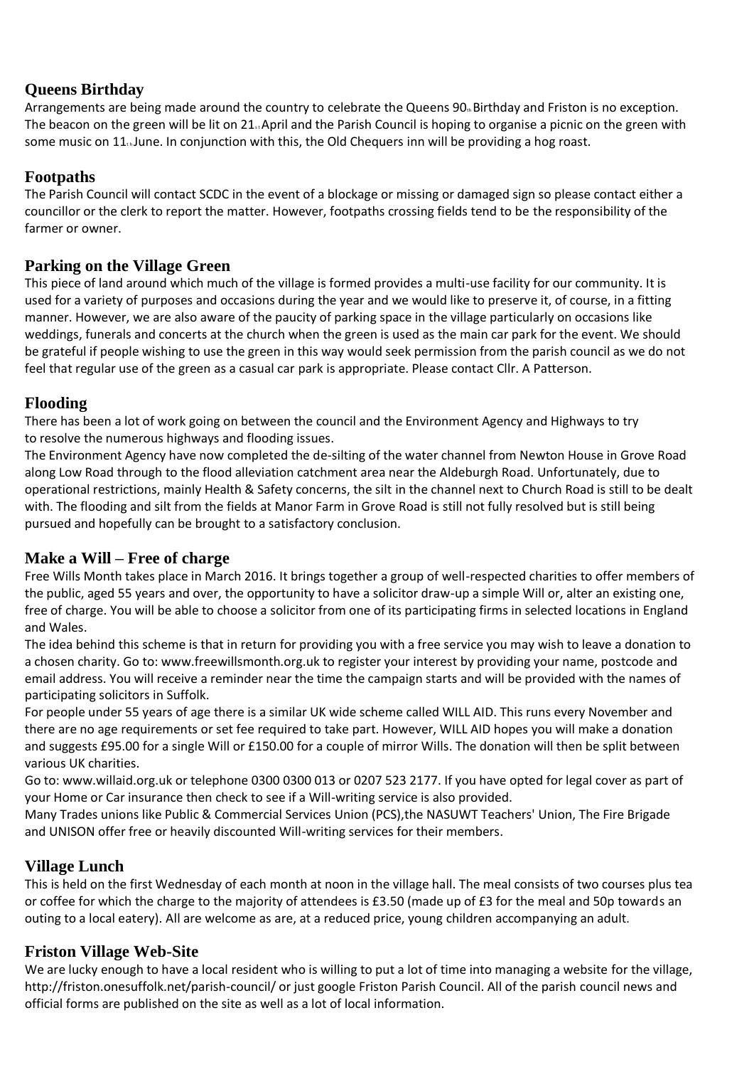## Queens Birthday

Arrangements are being made around the country to celebrate the Queens 90th Birthday and Friston is no exception. The beacon on the green will be lit on 21st April and the Parish Council is hoping to organise a picnic on the green with some music on 11th June. In conjunction with this, the Old Chequers inn will be providing a hog roast.

## Footpaths

The Parish Council will contact SCDC in the event of a blockage or missing or damaged sign so please contact either a councillor or the clerk to report the matter. However, footpaths crossing fields tend to be the responsibility of the farmer or owner.

## Parking on the Village Green

This piece of land around which much of the village is formed provides a multi-use facility for our community. It is used for a variety of purposes and occasions during the year and we would like to preserve it, of course, in a fitting manner. However, we are also aware of the paucity of parking space in the village particularly on occasions like weddings, funerals and concerts at the church when the green is used as the main car park for the event. We should be grateful if people wishing to use the green in this way would seek permission from the parish council as we do not feel that regular use of the green as a casual car park is appropriate. Please contact Cllr. A Patterson.

## Flooding

There has been a lot of work going on between the council and the Environment Agency and Highways to try to resolve the numerous highways and flooding issues.

The Environment Agency have now completed the de-silting of the water channel from Newton House in Grove Road along Low Road through to the flood alleviation catchment area near the Aldeburgh Road. Unfortunately, due to operational restrictions, mainly Health & Safety concerns, the silt in the channel next to Church Road is still to be dealt with. The flooding and silt from the fields at Manor Farm in Grove Road is still not fully resolved but is still being pursued and hopefully can be brought to a satisfactory conclusion.

## Make a Will – Free of charge

Free Wills Month takes place in March 2016. It brings together a group of well-respected charities to offer members of the public, aged 55 years and over, the opportunity to have a solicitor draw-up a simple Will or, alter an existing one, free of charge. You will be able to choose a solicitor from one of its participating firms in selected locations in England and Wales.

The idea behind this scheme is that in return for providing you with a free service you may wish to leave a donation to a chosen charity. Go to: www.freewillsmonth.org.uk to register your interest by providing your name, postcode and email address. You will receive a reminder near the time the campaign starts and will be provided with the names of participating solicitors in Suffolk.

For people under 55 years of age there is a similar UK wide scheme called WILL AID. This runs every November and there are no age requirements or set fee required to take part. However, WILL AID hopes you will make a donation and suggests £95.00 for a single Will or £150.00 for a couple of mirror Wills. The donation will then be split between various UK charities.

Go to: www.willaid.org.uk or telephone 0300 0300 013 or 0207 523 2177. If you have opted for legal cover as part of your Home or Car insurance then check to see if a Will-writing service is also provided.

Many Trades unions like Public & Commercial Services Union (PCS),the NASUWT Teachers' Union, The Fire Brigade and UNISON offer free or heavily discounted Will-writing services for their members.

## Village Lunch

This is held on the first Wednesday of each month at noon in the village hall. The meal consists of two courses plus tea or coffee for which the charge to the majority of attendees is £3.50 (made up of £3 for the meal and 50p towards an outing to a local eatery). All are welcome as are, at a reduced price, young children accompanying an adult.

## Friston Village Web-Site

We are lucky enough to have a local resident who is willing to put a lot of time into managing a website for the village, http://friston.onesuffolk.net/parish-council/ or just google Friston Parish Council. All of the parish council news and official forms are published on the site as well as a lot of local information.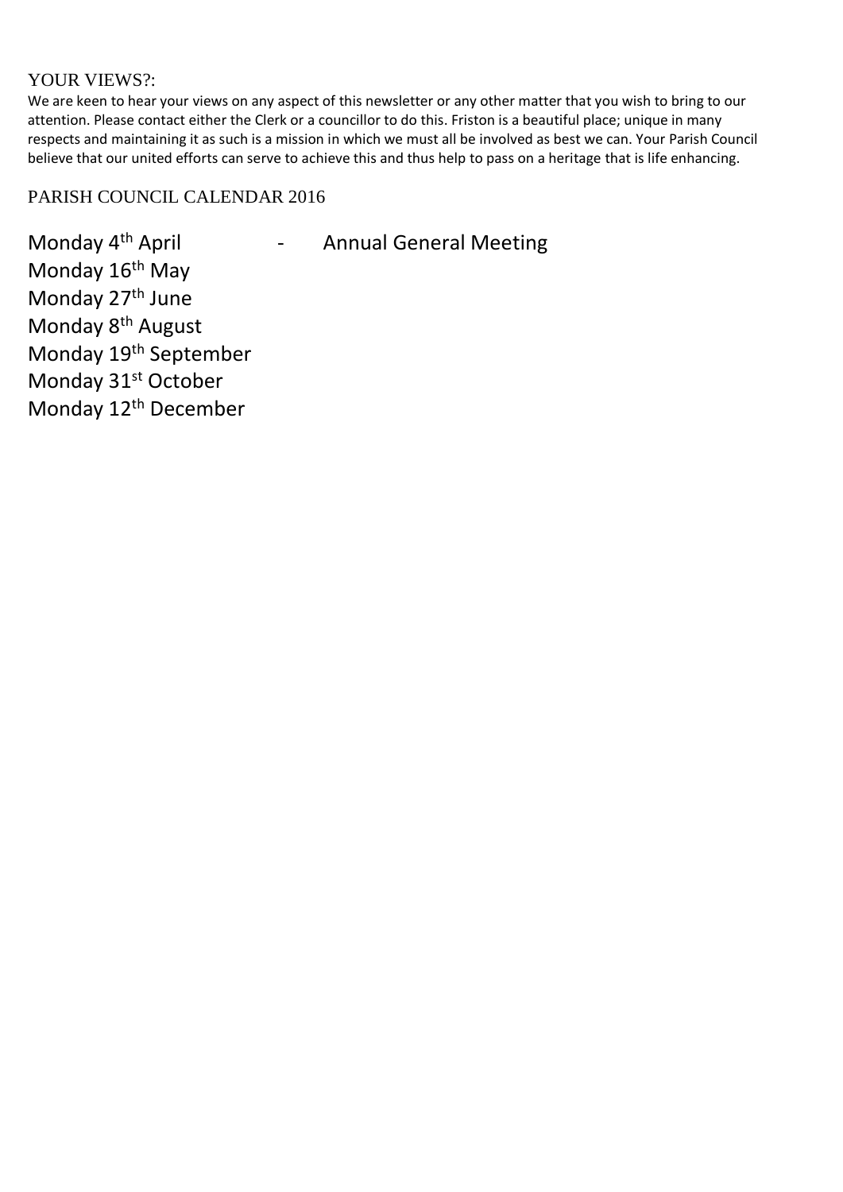## YOUR VIEWS?:

We are keen to hear your views on any aspect of this newsletter or any other matter that you wish to bring to our attention. Please contact either the Clerk or a councillor to do this. Friston is a beautiful place; unique in many respects and maintaining it as such is a mission in which we must all be involved as best we can. Your Parish Council believe that our united efforts can serve to achieve this and thus help to pass on a heritage that is life enhancing.

## PARISH COUNCIL CALENDAR 2016

Monday 4th April - Annual General Meeting
Monday 16th May
Monday 27th June
Monday 8th August
Monday 19th September
Monday 31st October
Monday 12th December